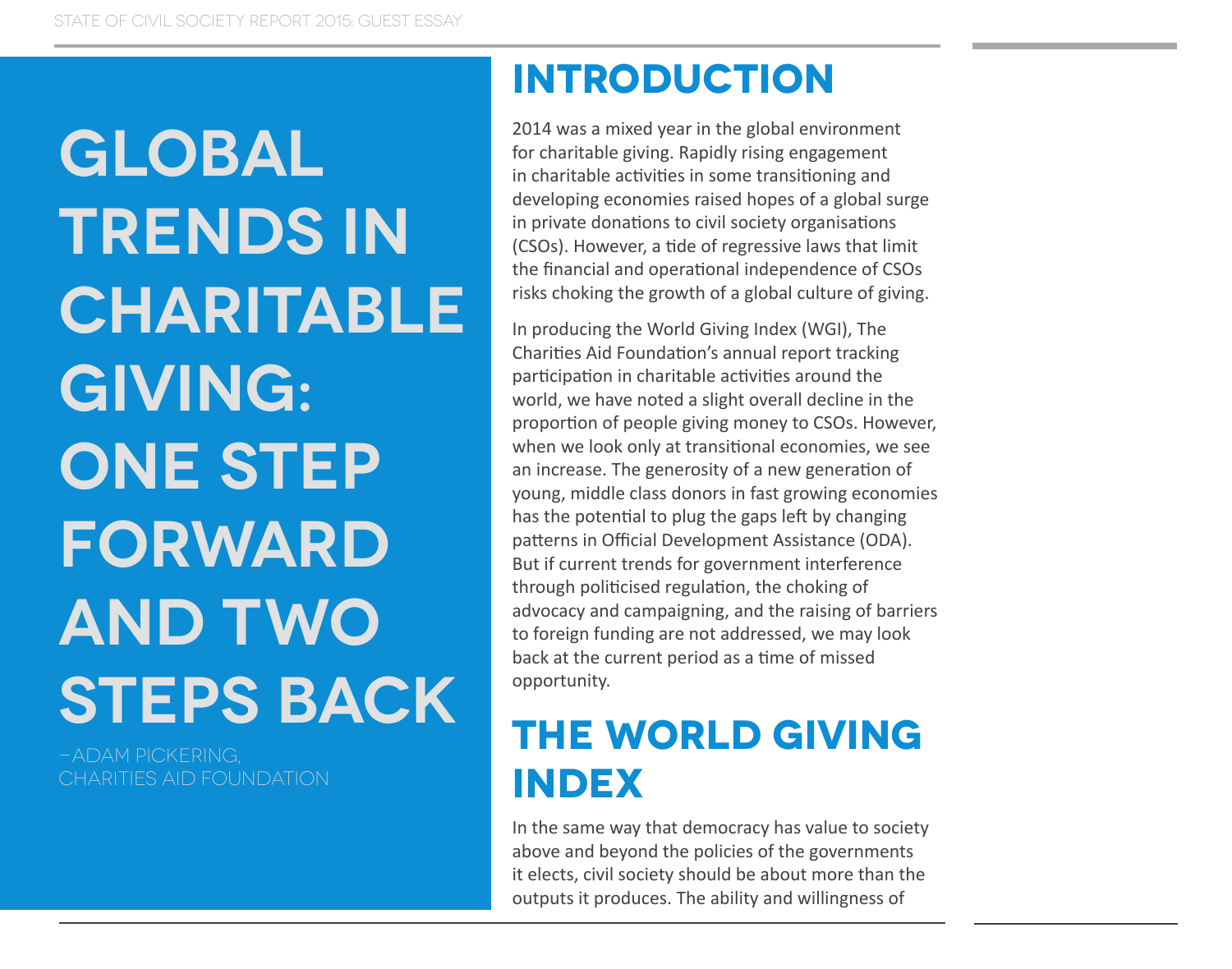# GLOBAL TRENDS IN CHARITABLE GIVING: ONE STEP FORWARD AND TWO STEPS BACK

–ADAM PICKERING, CHARITIES AID FOUNDATION

## INTRODUCTION

2014 was a mixed year in the global environment for charitable giving. Rapidly rising engagement in charitable activities in some transitioning and developing economies raised hopes of a global surge in private donations to civil society organisations (CSOs). However, a tide of regressive laws that limit the financial and operational independence of CSOs risks choking the growth of a global culture of giving.

In producing the World Giving Index (WGI), The Charities Aid Foundation's annual report tracking participation in charitable activities around the world, we have noted a slight overall decline in the proportion of people giving money to CSOs. However, when we look only at transitional economies, we see an increase. The generosity of a new generation of young, middle class donors in fast growing economies has the potential to plug the gaps left by changing patterns in Official Development Assistance (ODA). But if current trends for government interference through politicised regulation, the choking of advocacy and campaigning, and the raising of barriers to foreign funding are not addressed, we may look back at the current period as a time of missed opportunity.

## THE WORLD GIVING INDEX

In the same way that democracy has value to society above and beyond the policies of the governments it elects, civil society should be about more than the outputs it produces. The ability and willingness of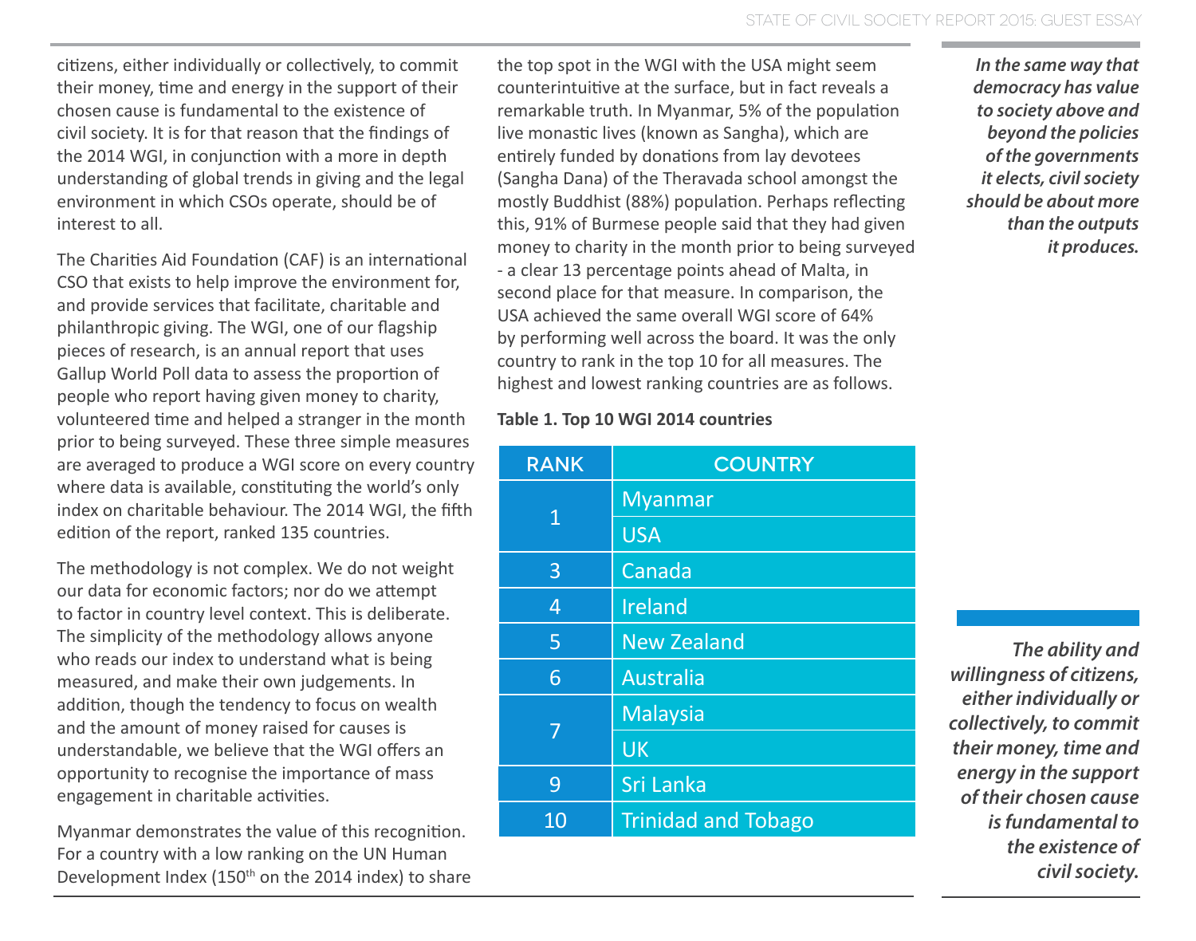citizens, either individually or collectively, to commit their money, time and energy in the support of their chosen cause is fundamental to the existence of civil society. It is for that reason that the findings of the 2014 WGI, in conjunction with a more in depth understanding of global trends in giving and the legal environment in which CSOs operate, should be of interest to all.

The Charities Aid Foundation (CAF) is an international CSO that exists to help improve the environment for, and provide services that facilitate, charitable and philanthropic giving. The WGI, one of our flagship pieces of research, is an annual report that uses Gallup World Poll data to assess the proportion of people who report having given money to charity, volunteered time and helped a stranger in the month prior to being surveyed. These three simple measures are averaged to produce a WGI score on every country where data is available, constituting the world's only index on charitable behaviour. The 2014 WGI, the fifth edition of the report, ranked 135 countries.

The methodology is not complex. We do not weight our data for economic factors; nor do we attempt to factor in country level context. This is deliberate. The simplicity of the methodology allows anyone who reads our index to understand what is being measured, and make their own judgements. In addition, though the tendency to focus on wealth and the amount of money raised for causes is understandable, we believe that the WGI offers an opportunity to recognise the importance of mass engagement in charitable activities.

Myanmar demonstrates the value of this recognition. For a country with a low ranking on the UN Human Development Index (150th on the 2014 index) to share the top spot in the WGI with the USA might seem counterintuitive at the surface, but in fact reveals a remarkable truth. In Myanmar, 5% of the population live monastic lives (known as Sangha), which are entirely funded by donations from lay devotees (Sangha Dana) of the Theravada school amongst the mostly Buddhist (88%) population. Perhaps reflecting this, 91% of Burmese people said that they had given money to charity in the month prior to being surveyed - a clear 13 percentage points ahead of Malta, in second place for that measure. In comparison, the USA achieved the same overall WGI score of 64% by performing well across the board. It was the only country to rank in the top 10 for all measures. The highest and lowest ranking countries are as follows.

**Table 1. Top 10 WGI 2014 countries**

| RANK | COUNTRY |
|---|---|
| 1 | Myanmar |
| | USA |
| 3 | Canada |
| 4 | Ireland |
| 5 | New Zealand |
| 6 | Australia |
| 7 | Malaysia |
| | UK |
| 9 | Sri Lanka |
| 10 | Trinidad and Tobago |

*In the same way that democracy has value to society above and beyond the policies of the governments it elects, civil society should be about more than the outputs it produces.*

*The ability and willingness of citizens, either individually or collectively, to commit their money, time and energy in the support of their chosen cause is fundamental to the existence of civil society.*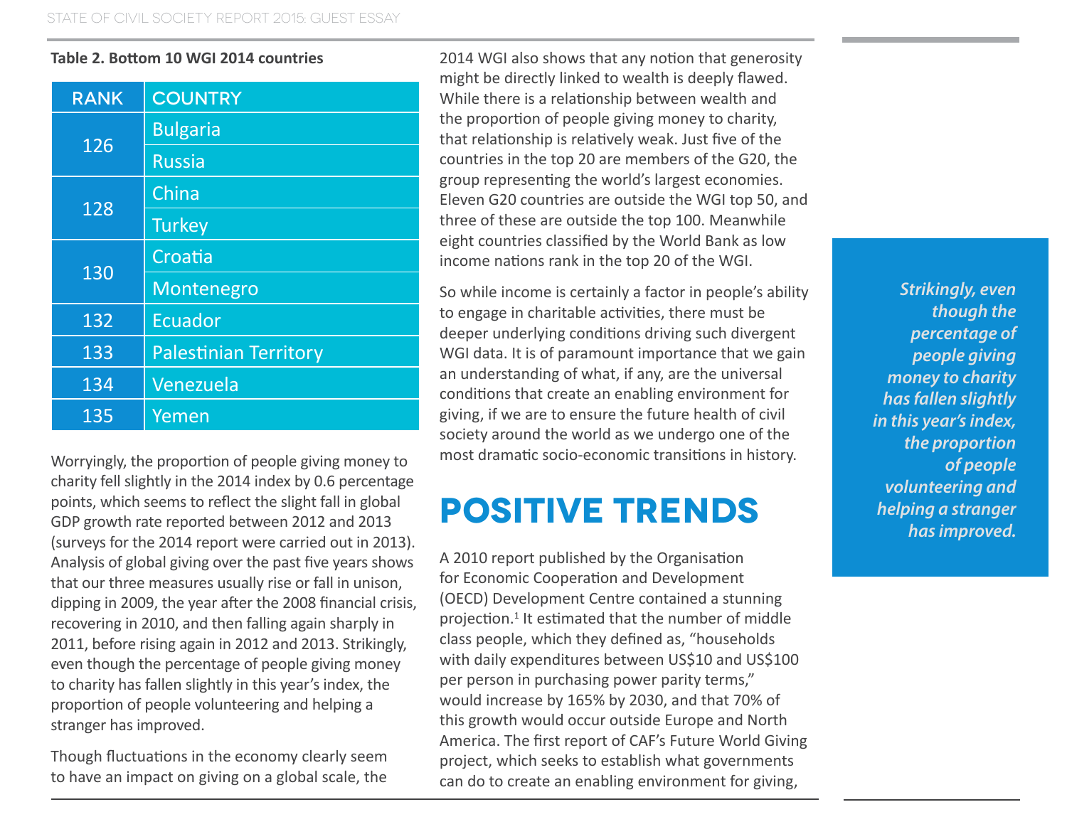**Table 2. Bottom 10 WGI 2014 countries**

| RANK | COUNTRY |
|---|---|
| 126 | Bulgaria |
| | Russia |
| 128 | China |
| | Turkey |
| 130 | Croatia |
| | Montenegro |
| 132 | Ecuador |
| 133 | Palestinian Territory |
| 134 | Venezuela |
| 135 | Yemen |

Worryingly, the proportion of people giving money to charity fell slightly in the 2014 index by 0.6 percentage points, which seems to reflect the slight fall in global GDP growth rate reported between 2012 and 2013 (surveys for the 2014 report were carried out in 2013). Analysis of global giving over the past five years shows that our three measures usually rise or fall in unison, dipping in 2009, the year after the 2008 financial crisis, recovering in 2010, and then falling again sharply in 2011, before rising again in 2012 and 2013. Strikingly, even though the percentage of people giving money to charity has fallen slightly in this year's index, the proportion of people volunteering and helping a stranger has improved.

Though fluctuations in the economy clearly seem to have an impact on giving on a global scale, the 2014 WGI also shows that any notion that generosity might be directly linked to wealth is deeply flawed. While there is a relationship between wealth and the proportion of people giving money to charity, that relationship is relatively weak. Just five of the countries in the top 20 are members of the G20, the group representing the world's largest economies. Eleven G20 countries are outside the WGI top 50, and three of these are outside the top 100. Meanwhile eight countries classified by the World Bank as low income nations rank in the top 20 of the WGI.

So while income is certainly a factor in people's ability to engage in charitable activities, there must be deeper underlying conditions driving such divergent WGI data. It is of paramount importance that we gain an understanding of what, if any, are the universal conditions that create an enabling environment for giving, if we are to ensure the future health of civil society around the world as we undergo one of the most dramatic socio-economic transitions in history.

> ***Strikingly, even though the percentage of people giving money to charity has fallen slightly in this year's index, the proportion of people volunteering and helping a stranger has improved.***

## POSITIVE TRENDS

A 2010 report published by the Organisation for Economic Cooperation and Development (OECD) Development Centre contained a stunning projection.[1] It estimated that the number of middle class people, which they defined as, "households with daily expenditures between US$10 and US$100 per person in purchasing power parity terms," would increase by 165% by 2030, and that 70% of this growth would occur outside Europe and North America. The first report of CAF's Future World Giving project, which seeks to establish what governments can do to create an enabling environment for giving,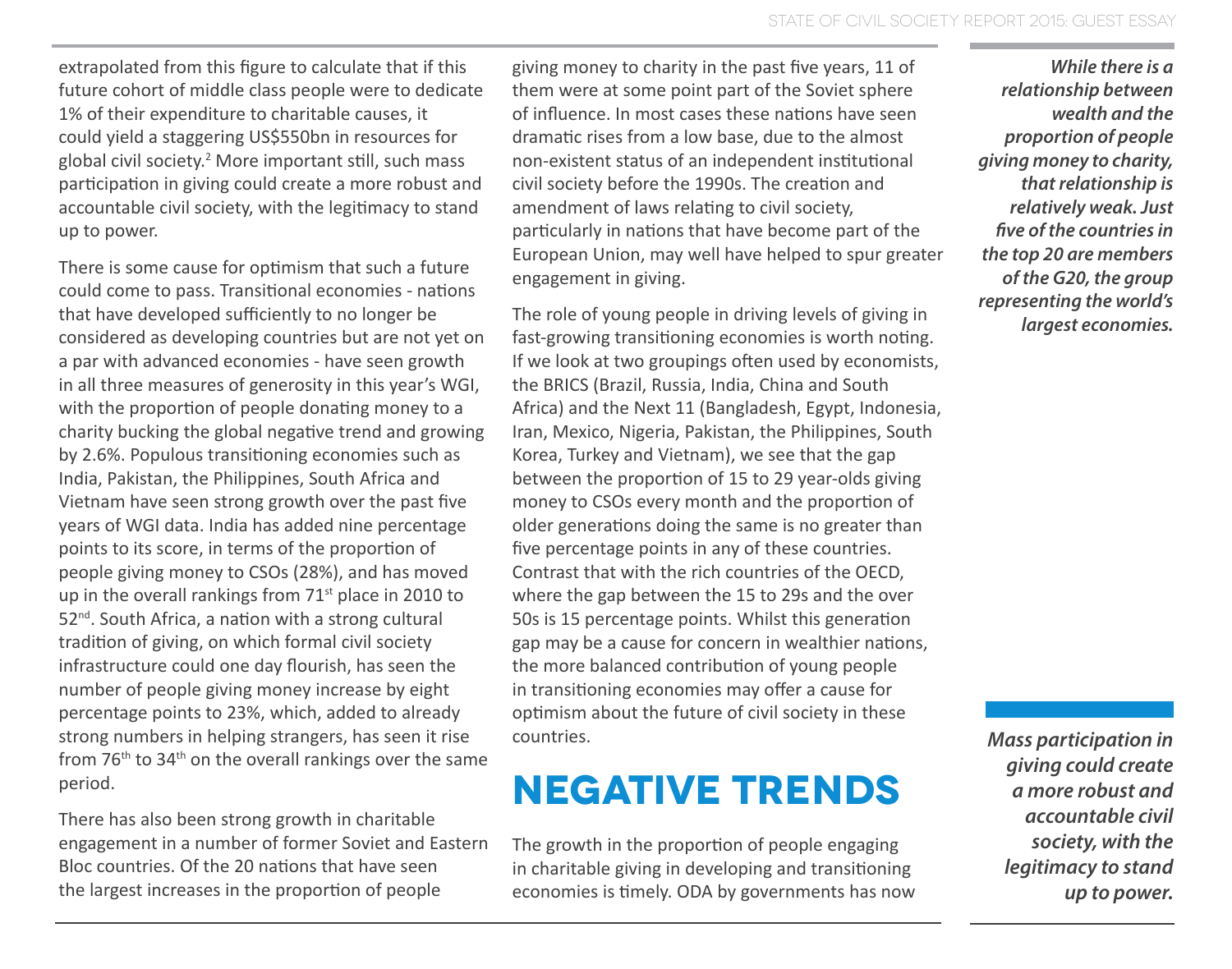extrapolated from this figure to calculate that if this future cohort of middle class people were to dedicate 1% of their expenditure to charitable causes, it could yield a staggering US$550bn in resources for global civil society.[2] More important still, such mass participation in giving could create a more robust and accountable civil society, with the legitimacy to stand up to power.

There is some cause for optimism that such a future could come to pass. Transitional economies - nations that have developed sufficiently to no longer be considered as developing countries but are not yet on a par with advanced economies - have seen growth in all three measures of generosity in this year's WGI, with the proportion of people donating money to a charity bucking the global negative trend and growing by 2.6%. Populous transitioning economies such as India, Pakistan, the Philippines, South Africa and Vietnam have seen strong growth over the past five years of WGI data. India has added nine percentage points to its score, in terms of the proportion of people giving money to CSOs (28%), and has moved up in the overall rankings from 71st place in 2010 to 52nd. South Africa, a nation with a strong cultural tradition of giving, on which formal civil society infrastructure could one day flourish, has seen the number of people giving money increase by eight percentage points to 23%, which, added to already strong numbers in helping strangers, has seen it rise from 76th to 34th on the overall rankings over the same period.

There has also been strong growth in charitable engagement in a number of former Soviet and Eastern Bloc countries. Of the 20 nations that have seen the largest increases in the proportion of people giving money to charity in the past five years, 11 of them were at some point part of the Soviet sphere of influence. In most cases these nations have seen dramatic rises from a low base, due to the almost non-existent status of an independent institutional civil society before the 1990s. The creation and amendment of laws relating to civil society, particularly in nations that have become part of the European Union, may well have helped to spur greater engagement in giving.

The role of young people in driving levels of giving in fast-growing transitioning economies is worth noting. If we look at two groupings often used by economists, the BRICS (Brazil, Russia, India, China and South Africa) and the Next 11 (Bangladesh, Egypt, Indonesia, Iran, Mexico, Nigeria, Pakistan, the Philippines, South Korea, Turkey and Vietnam), we see that the gap between the proportion of 15 to 29 year-olds giving money to CSOs every month and the proportion of older generations doing the same is no greater than five percentage points in any of these countries. Contrast that with the rich countries of the OECD, where the gap between the 15 to 29s and the over 50s is 15 percentage points. Whilst this generation gap may be a cause for concern in wealthier nations, the more balanced contribution of young people in transitioning economies may offer a cause for optimism about the future of civil society in these countries.

## NEGATIVE TRENDS

The growth in the proportion of people engaging in charitable giving in developing and transitioning economies is timely. ODA by governments has now

***While there is a relationship between wealth and the proportion of people giving money to charity, that relationship is relatively weak. Just five of the countries in the top 20 are members of the G20, the group representing the world's largest economies.***

***Mass participation in giving could create a more robust and accountable civil society, with the legitimacy to stand up to power.***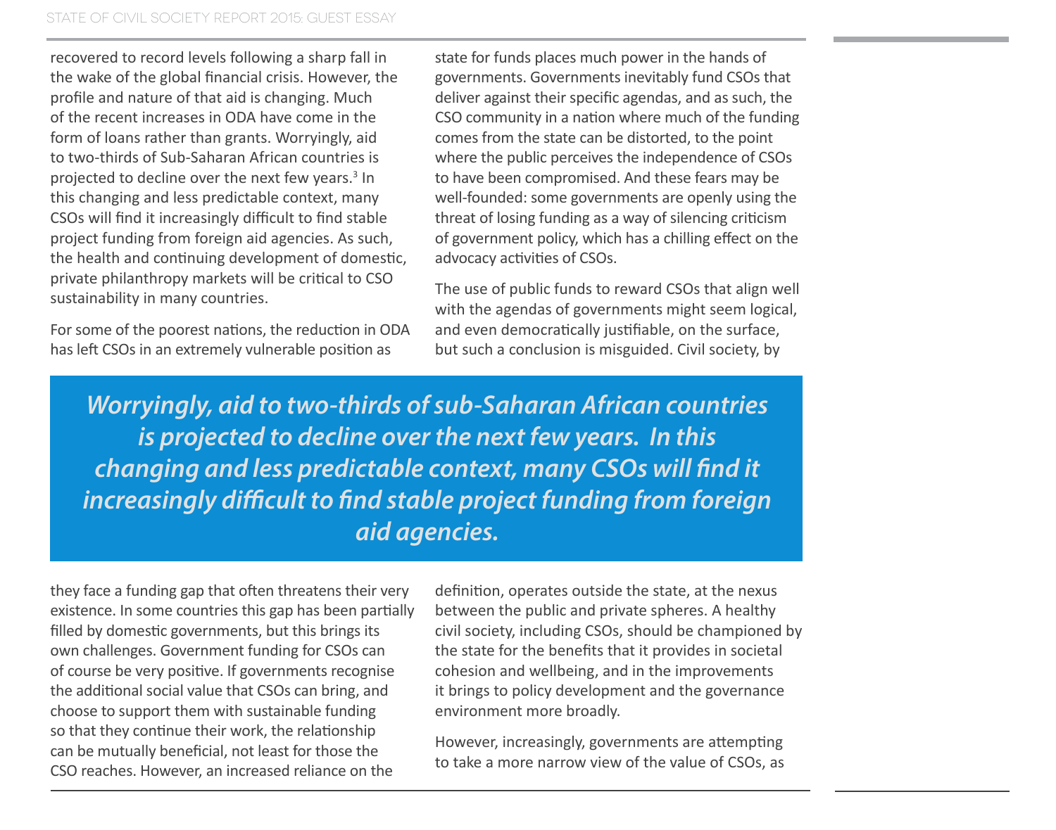recovered to record levels following a sharp fall in the wake of the global financial crisis. However, the profile and nature of that aid is changing. Much of the recent increases in ODA have come in the form of loans rather than grants. Worryingly, aid to two-thirds of Sub-Saharan African countries is projected to decline over the next few years.[3] In this changing and less predictable context, many CSOs will find it increasingly difficult to find stable project funding from foreign aid agencies. As such, the health and continuing development of domestic, private philanthropy markets will be critical to CSO sustainability in many countries.

For some of the poorest nations, the reduction in ODA has left CSOs in an extremely vulnerable position as they face a funding gap that often threatens their very existence. In some countries this gap has been partially filled by domestic governments, but this brings its own challenges. Government funding for CSOs can of course be very positive. If governments recognise the additional social value that CSOs can bring, and choose to support them with sustainable funding so that they continue their work, the relationship can be mutually beneficial, not least for those the CSO reaches. However, an increased reliance on the state for funds places much power in the hands of governments. Governments inevitably fund CSOs that deliver against their specific agendas, and as such, the CSO community in a nation where much of the funding comes from the state can be distorted, to the point where the public perceives the independence of CSOs to have been compromised. And these fears may be well-founded: some governments are openly using the threat of losing funding as a way of silencing criticism of government policy, which has a chilling effect on the advocacy activities of CSOs.

> ***Worryingly, aid to two-thirds of sub-Saharan African countries is projected to decline over the next few years. In this changing and less predictable context, many CSOs will find it increasingly difficult to find stable project funding from foreign aid agencies.***

The use of public funds to reward CSOs that align well with the agendas of governments might seem logical, and even democratically justifiable, on the surface, but such a conclusion is misguided. Civil society, by definition, operates outside the state, at the nexus between the public and private spheres. A healthy civil society, including CSOs, should be championed by the state for the benefits that it provides in societal cohesion and wellbeing, and in the improvements it brings to policy development and the governance environment more broadly.

However, increasingly, governments are attempting to take a more narrow view of the value of CSOs, as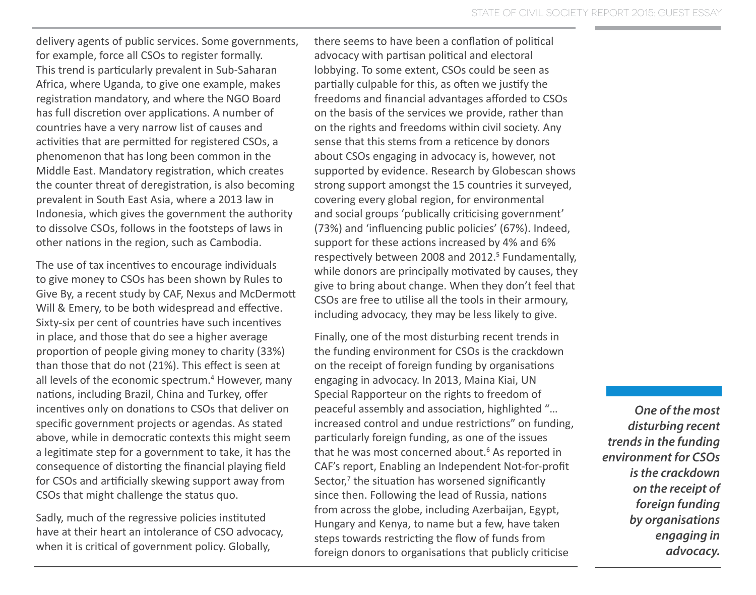delivery agents of public services. Some governments, for example, force all CSOs to register formally. This trend is particularly prevalent in Sub-Saharan Africa, where Uganda, to give one example, makes registration mandatory, and where the NGO Board has full discretion over applications. A number of countries have a very narrow list of causes and activities that are permitted for registered CSOs, a phenomenon that has long been common in the Middle East. Mandatory registration, which creates the counter threat of deregistration, is also becoming prevalent in South East Asia, where a 2013 law in Indonesia, which gives the government the authority to dissolve CSOs, follows in the footsteps of laws in other nations in the region, such as Cambodia.

The use of tax incentives to encourage individuals to give money to CSOs has been shown by Rules to Give By, a recent study by CAF, Nexus and McDermott Will & Emery, to be both widespread and effective. Sixty-six per cent of countries have such incentives in place, and those that do see a higher average proportion of people giving money to charity (33%) than those that do not (21%). This effect is seen at all levels of the economic spectrum.[4] However, many nations, including Brazil, China and Turkey, offer incentives only on donations to CSOs that deliver on specific government projects or agendas. As stated above, while in democratic contexts this might seem a legitimate step for a government to take, it has the consequence of distorting the financial playing field for CSOs and artificially skewing support away from CSOs that might challenge the status quo.

Sadly, much of the regressive policies instituted have at their heart an intolerance of CSO advocacy, when it is critical of government policy. Globally, there seems to have been a conflation of political advocacy with partisan political and electoral lobbying. To some extent, CSOs could be seen as partially culpable for this, as often we justify the freedoms and financial advantages afforded to CSOs on the basis of the services we provide, rather than on the rights and freedoms within civil society. Any sense that this stems from a reticence by donors about CSOs engaging in advocacy is, however, not supported by evidence. Research by Globescan shows strong support amongst the 15 countries it surveyed, covering every global region, for environmental and social groups 'publically criticising government' (73%) and 'influencing public policies' (67%). Indeed, support for these actions increased by 4% and 6% respectively between 2008 and 2012.[5] Fundamentally, while donors are principally motivated by causes, they give to bring about change. When they don't feel that CSOs are free to utilise all the tools in their armoury, including advocacy, they may be less likely to give.

Finally, one of the most disturbing recent trends in the funding environment for CSOs is the crackdown on the receipt of foreign funding by organisations engaging in advocacy. In 2013, Maina Kiai, UN Special Rapporteur on the rights to freedom of peaceful assembly and association, highlighted "... increased control and undue restrictions" on funding, particularly foreign funding, as one of the issues that he was most concerned about.[6] As reported in CAF's report, Enabling an Independent Not-for-profit Sector,[7] the situation has worsened significantly since then. Following the lead of Russia, nations from across the globe, including Azerbaijan, Egypt, Hungary and Kenya, to name but a few, have taken steps towards restricting the flow of funds from foreign donors to organisations that publicly criticise

***One of the most disturbing recent trends in the funding environment for CSOs is the crackdown on the receipt of foreign funding by organisations engaging in advocacy.***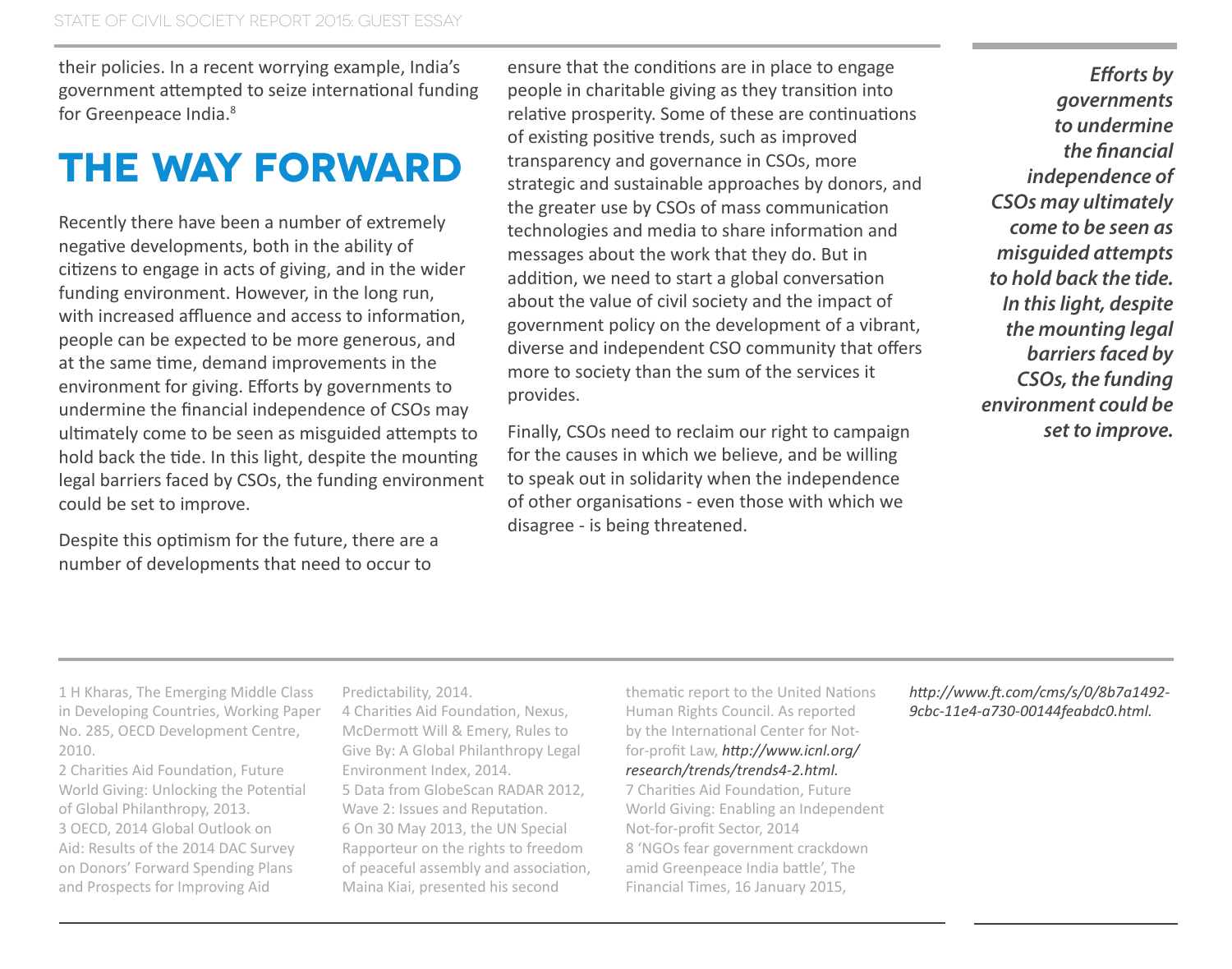their policies. In a recent worrying example, India's government attempted to seize international funding for Greenpeace India.[8]

# THE WAY FORWARD

Recently there have been a number of extremely negative developments, both in the ability of citizens to engage in acts of giving, and in the wider funding environment. However, in the long run, with increased affluence and access to information, people can be expected to be more generous, and at the same time, demand improvements in the environment for giving. Efforts by governments to undermine the financial independence of CSOs may ultimately come to be seen as misguided attempts to hold back the tide. In this light, despite the mounting legal barriers faced by CSOs, the funding environment could be set to improve.

Despite this optimism for the future, there are a number of developments that need to occur to ensure that the conditions are in place to engage people in charitable giving as they transition into relative prosperity. Some of these are continuations of existing positive trends, such as improved transparency and governance in CSOs, more strategic and sustainable approaches by donors, and the greater use by CSOs of mass communication technologies and media to share information and messages about the work that they do. But in addition, we need to start a global conversation about the value of civil society and the impact of government policy on the development of a vibrant, diverse and independent CSO community that offers more to society than the sum of the services it provides.

Finally, CSOs need to reclaim our right to campaign for the causes in which we believe, and be willing to speak out in solidarity when the independence of other organisations - even those with which we disagree - is being threatened.

***Efforts by governments to undermine the financial independence of CSOs may ultimately come to be seen as misguided attempts to hold back the tide. In this light, despite the mounting legal barriers faced by CSOs, the funding environment could be set to improve.***

---

1 H Kharas, The Emerging Middle Class in Developing Countries, Working Paper No. 285, OECD Development Centre, 2010.
2 Charities Aid Foundation, Future World Giving: Unlocking the Potential of Global Philanthropy, 2013.
3 OECD, 2014 Global Outlook on Aid: Results of the 2014 DAC Survey on Donors' Forward Spending Plans and Prospects for Improving Aid Predictability, 2014.
4 Charities Aid Foundation, Nexus, McDermott Will & Emery, Rules to Give By: A Global Philanthropy Legal Environment Index, 2014.
5 Data from GlobeScan RADAR 2012, Wave 2: Issues and Reputation.
6 On 30 May 2013, the UN Special Rapporteur on the rights to freedom of peaceful assembly and association, Maina Kiai, presented his second thematic report to the United Nations Human Rights Council. As reported by the International Center for Not-for-profit Law, *http://www.icnl.org/research/trends/trends4-2.html.*
7 Charities Aid Foundation, Future World Giving: Enabling an Independent Not-for-profit Sector, 2014
8 'NGOs fear government crackdown amid Greenpeace India battle', The Financial Times, 16 January 2015, *http://www.ft.com/cms/s/0/8b7a1492-9cbc-11e4-a730-00144feabdc0.html.*